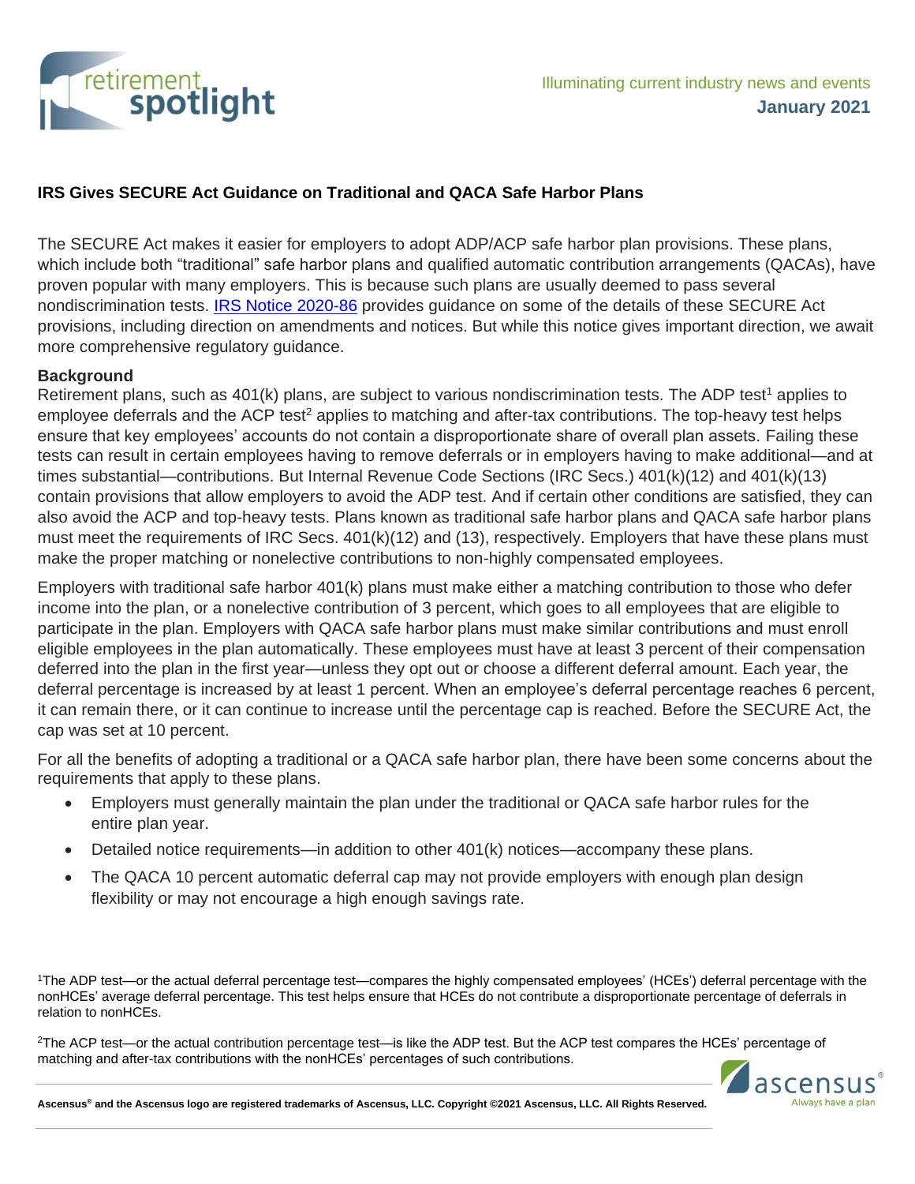Illuminating current industry news and events
**January 2021**

## IRS Gives SECURE Act Guidance on Traditional and QACA Safe Harbor Plans

The SECURE Act makes it easier for employers to adopt ADP/ACP safe harbor plan provisions. These plans, which include both "traditional" safe harbor plans and qualified automatic contribution arrangements (QACAs), have proven popular with many employers. This is because such plans are usually deemed to pass several nondiscrimination tests. IRS Notice 2020-86 provides guidance on some of the details of these SECURE Act provisions, including direction on amendments and notices. But while this notice gives important direction, we await more comprehensive regulatory guidance.

### Background

Retirement plans, such as 401(k) plans, are subject to various nondiscrimination tests. The ADP test[1] applies to employee deferrals and the ACP test[2] applies to matching and after-tax contributions. The top-heavy test helps ensure that key employees' accounts do not contain a disproportionate share of overall plan assets. Failing these tests can result in certain employees having to remove deferrals or in employers having to make additional—and at times substantial—contributions. But Internal Revenue Code Sections (IRC Secs.) 401(k)(12) and 401(k)(13) contain provisions that allow employers to avoid the ADP test. And if certain other conditions are satisfied, they can also avoid the ACP and top-heavy tests. Plans known as traditional safe harbor plans and QACA safe harbor plans must meet the requirements of IRC Secs. 401(k)(12) and (13), respectively. Employers that have these plans must make the proper matching or nonelective contributions to non-highly compensated employees.

Employers with traditional safe harbor 401(k) plans must make either a matching contribution to those who defer income into the plan, or a nonelective contribution of 3 percent, which goes to all employees that are eligible to participate in the plan. Employers with QACA safe harbor plans must make similar contributions and must enroll eligible employees in the plan automatically. These employees must have at least 3 percent of their compensation deferred into the plan in the first year—unless they opt out or choose a different deferral amount. Each year, the deferral percentage is increased by at least 1 percent. When an employee's deferral percentage reaches 6 percent, it can remain there, or it can continue to increase until the percentage cap is reached. Before the SECURE Act, the cap was set at 10 percent.

For all the benefits of adopting a traditional or a QACA safe harbor plan, there have been some concerns about the requirements that apply to these plans.

- Employers must generally maintain the plan under the traditional or QACA safe harbor rules for the entire plan year.
- Detailed notice requirements—in addition to other 401(k) notices—accompany these plans.
- The QACA 10 percent automatic deferral cap may not provide employers with enough plan design flexibility or may not encourage a high enough savings rate.

[1]The ADP test—or the actual deferral percentage test—compares the highly compensated employees' (HCEs') deferral percentage with the nonHCEs' average deferral percentage. This test helps ensure that HCEs do not contribute a disproportionate percentage of deferrals in relation to nonHCEs.

[2]The ACP test—or the actual contribution percentage test—is like the ADP test. But the ACP test compares the HCEs' percentage of matching and after-tax contributions with the nonHCEs' percentages of such contributions.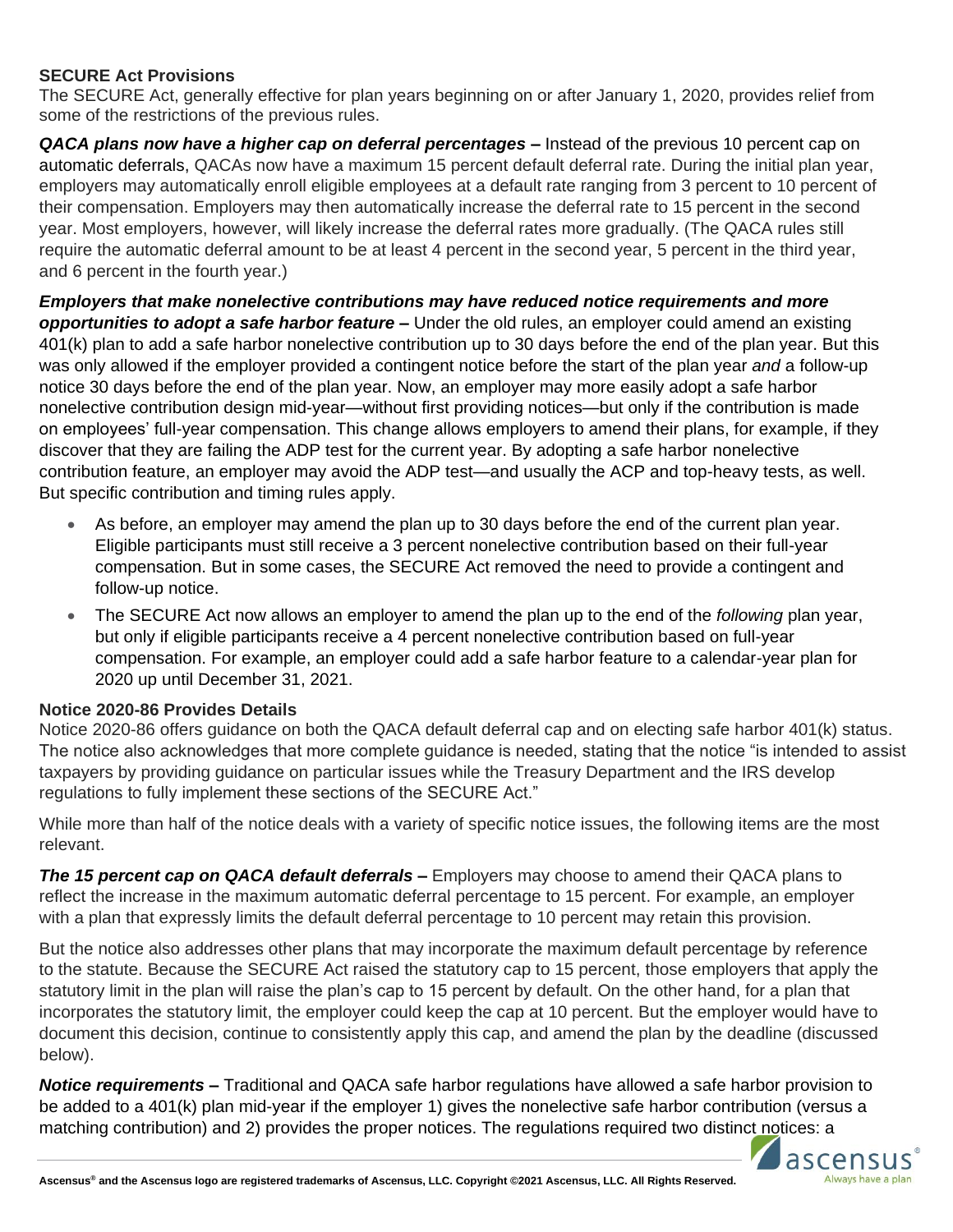**SECURE Act Provisions**

The SECURE Act, generally effective for plan years beginning on or after January 1, 2020, provides relief from some of the restrictions of the previous rules.

***QACA plans now have a higher cap on deferral percentages* –** Instead of the previous 10 percent cap on automatic deferrals, QACAs now have a maximum 15 percent default deferral rate. During the initial plan year, employers may automatically enroll eligible employees at a default rate ranging from 3 percent to 10 percent of their compensation. Employers may then automatically increase the deferral rate to 15 percent in the second year. Most employers, however, will likely increase the deferral rates more gradually. (The QACA rules still require the automatic deferral amount to be at least 4 percent in the second year, 5 percent in the third year, and 6 percent in the fourth year.)

***Employers that make nonelective contributions may have reduced notice requirements and more opportunities to adopt a safe harbor feature* –** Under the old rules, an employer could amend an existing 401(k) plan to add a safe harbor nonelective contribution up to 30 days before the end of the plan year. But this was only allowed if the employer provided a contingent notice before the start of the plan year *and* a follow-up notice 30 days before the end of the plan year. Now, an employer may more easily adopt a safe harbor nonelective contribution design mid-year—without first providing notices—but only if the contribution is made on employees' full-year compensation. This change allows employers to amend their plans, for example, if they discover that they are failing the ADP test for the current year. By adopting a safe harbor nonelective contribution feature, an employer may avoid the ADP test—and usually the ACP and top-heavy tests, as well. But specific contribution and timing rules apply.

- As before, an employer may amend the plan up to 30 days before the end of the current plan year. Eligible participants must still receive a 3 percent nonelective contribution based on their full-year compensation. But in some cases, the SECURE Act removed the need to provide a contingent and follow-up notice.
- The SECURE Act now allows an employer to amend the plan up to the end of the *following* plan year, but only if eligible participants receive a 4 percent nonelective contribution based on full-year compensation. For example, an employer could add a safe harbor feature to a calendar-year plan for 2020 up until December 31, 2021.

**Notice 2020-86 Provides Details**

Notice 2020-86 offers guidance on both the QACA default deferral cap and on electing safe harbor 401(k) status. The notice also acknowledges that more complete guidance is needed, stating that the notice "is intended to assist taxpayers by providing guidance on particular issues while the Treasury Department and the IRS develop regulations to fully implement these sections of the SECURE Act."

While more than half of the notice deals with a variety of specific notice issues, the following items are the most relevant.

***The 15 percent cap on QACA default deferrals* –** Employers may choose to amend their QACA plans to reflect the increase in the maximum automatic deferral percentage to 15 percent. For example, an employer with a plan that expressly limits the default deferral percentage to 10 percent may retain this provision.

But the notice also addresses other plans that may incorporate the maximum default percentage by reference to the statute. Because the SECURE Act raised the statutory cap to 15 percent, those employers that apply the statutory limit in the plan will raise the plan's cap to 15 percent by default. On the other hand, for a plan that incorporates the statutory limit, the employer could keep the cap at 10 percent. But the employer would have to document this decision, continue to consistently apply this cap, and amend the plan by the deadline (discussed below).

***Notice requirements* –** Traditional and QACA safe harbor regulations have allowed a safe harbor provision to be added to a 401(k) plan mid-year if the employer 1) gives the nonelective safe harbor contribution (versus a matching contribution) and 2) provides the proper notices. The regulations required two distinct notices: a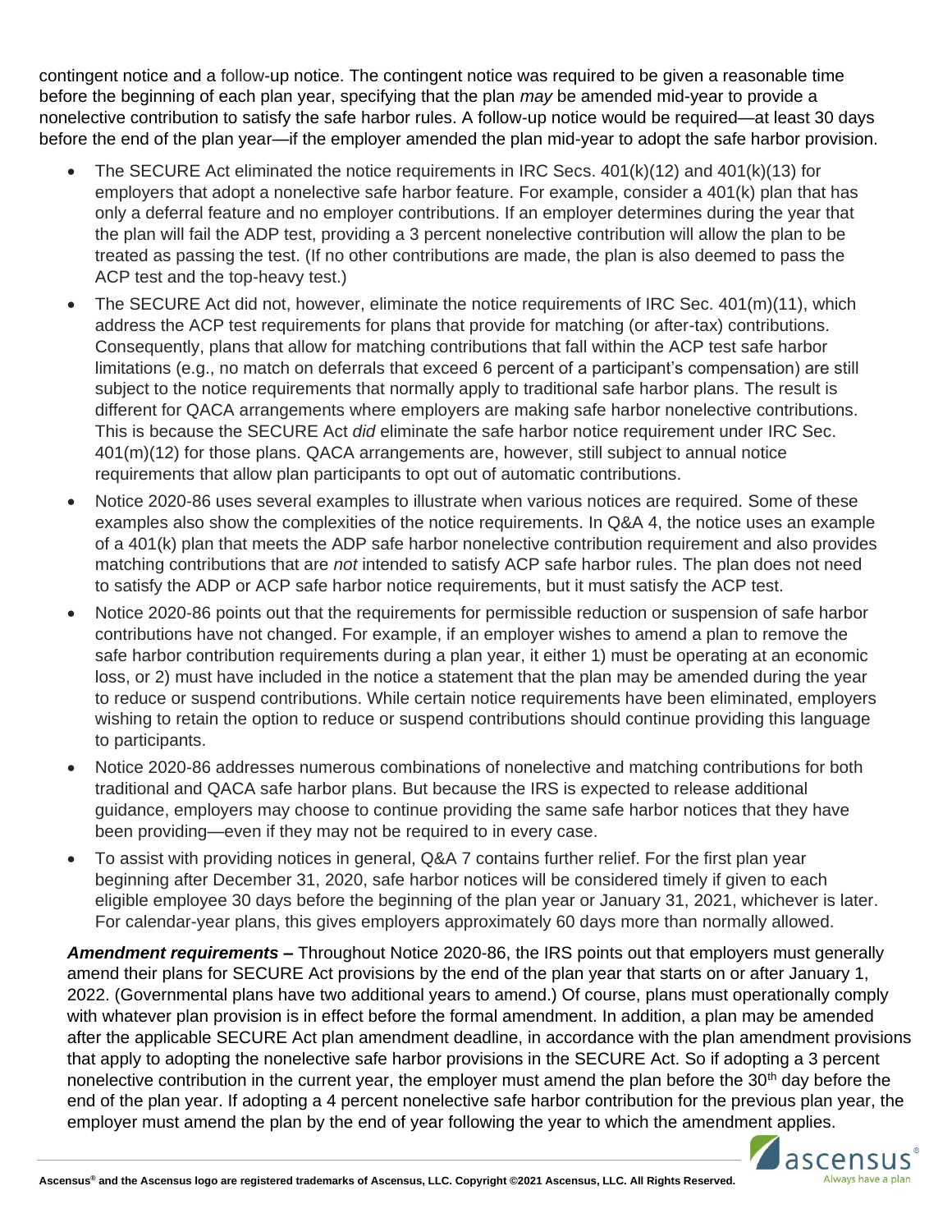contingent notice and a follow-up notice. The contingent notice was required to be given a reasonable time before the beginning of each plan year, specifying that the plan *may* be amended mid-year to provide a nonelective contribution to satisfy the safe harbor rules. A follow-up notice would be required—at least 30 days before the end of the plan year—if the employer amended the plan mid-year to adopt the safe harbor provision.

- The SECURE Act eliminated the notice requirements in IRC Secs. 401(k)(12) and 401(k)(13) for employers that adopt a nonelective safe harbor feature. For example, consider a 401(k) plan that has only a deferral feature and no employer contributions. If an employer determines during the year that the plan will fail the ADP test, providing a 3 percent nonelective contribution will allow the plan to be treated as passing the test. (If no other contributions are made, the plan is also deemed to pass the ACP test and the top-heavy test.)
- The SECURE Act did not, however, eliminate the notice requirements of IRC Sec. 401(m)(11), which address the ACP test requirements for plans that provide for matching (or after-tax) contributions. Consequently, plans that allow for matching contributions that fall within the ACP test safe harbor limitations (e.g., no match on deferrals that exceed 6 percent of a participant's compensation) are still subject to the notice requirements that normally apply to traditional safe harbor plans. The result is different for QACA arrangements where employers are making safe harbor nonelective contributions. This is because the SECURE Act *did* eliminate the safe harbor notice requirement under IRC Sec. 401(m)(12) for those plans. QACA arrangements are, however, still subject to annual notice requirements that allow plan participants to opt out of automatic contributions.
- Notice 2020-86 uses several examples to illustrate when various notices are required. Some of these examples also show the complexities of the notice requirements. In Q&A 4, the notice uses an example of a 401(k) plan that meets the ADP safe harbor nonelective contribution requirement and also provides matching contributions that are *not* intended to satisfy ACP safe harbor rules. The plan does not need to satisfy the ADP or ACP safe harbor notice requirements, but it must satisfy the ACP test.
- Notice 2020-86 points out that the requirements for permissible reduction or suspension of safe harbor contributions have not changed. For example, if an employer wishes to amend a plan to remove the safe harbor contribution requirements during a plan year, it either 1) must be operating at an economic loss, or 2) must have included in the notice a statement that the plan may be amended during the year to reduce or suspend contributions. While certain notice requirements have been eliminated, employers wishing to retain the option to reduce or suspend contributions should continue providing this language to participants.
- Notice 2020-86 addresses numerous combinations of nonelective and matching contributions for both traditional and QACA safe harbor plans. But because the IRS is expected to release additional guidance, employers may choose to continue providing the same safe harbor notices that they have been providing—even if they may not be required to in every case.
- To assist with providing notices in general, Q&A 7 contains further relief. For the first plan year beginning after December 31, 2020, safe harbor notices will be considered timely if given to each eligible employee 30 days before the beginning of the plan year or January 31, 2021, whichever is later. For calendar-year plans, this gives employers approximately 60 days more than normally allowed.

***Amendment requirements* –** Throughout Notice 2020-86, the IRS points out that employers must generally amend their plans for SECURE Act provisions by the end of the plan year that starts on or after January 1, 2022. (Governmental plans have two additional years to amend.) Of course, plans must operationally comply with whatever plan provision is in effect before the formal amendment. In addition, a plan may be amended after the applicable SECURE Act plan amendment deadline, in accordance with the plan amendment provisions that apply to adopting the nonelective safe harbor provisions in the SECURE Act. So if adopting a 3 percent nonelective contribution in the current year, the employer must amend the plan before the 30th day before the end of the plan year. If adopting a 4 percent nonelective safe harbor contribution for the previous plan year, the employer must amend the plan by the end of year following the year to which the amendment applies.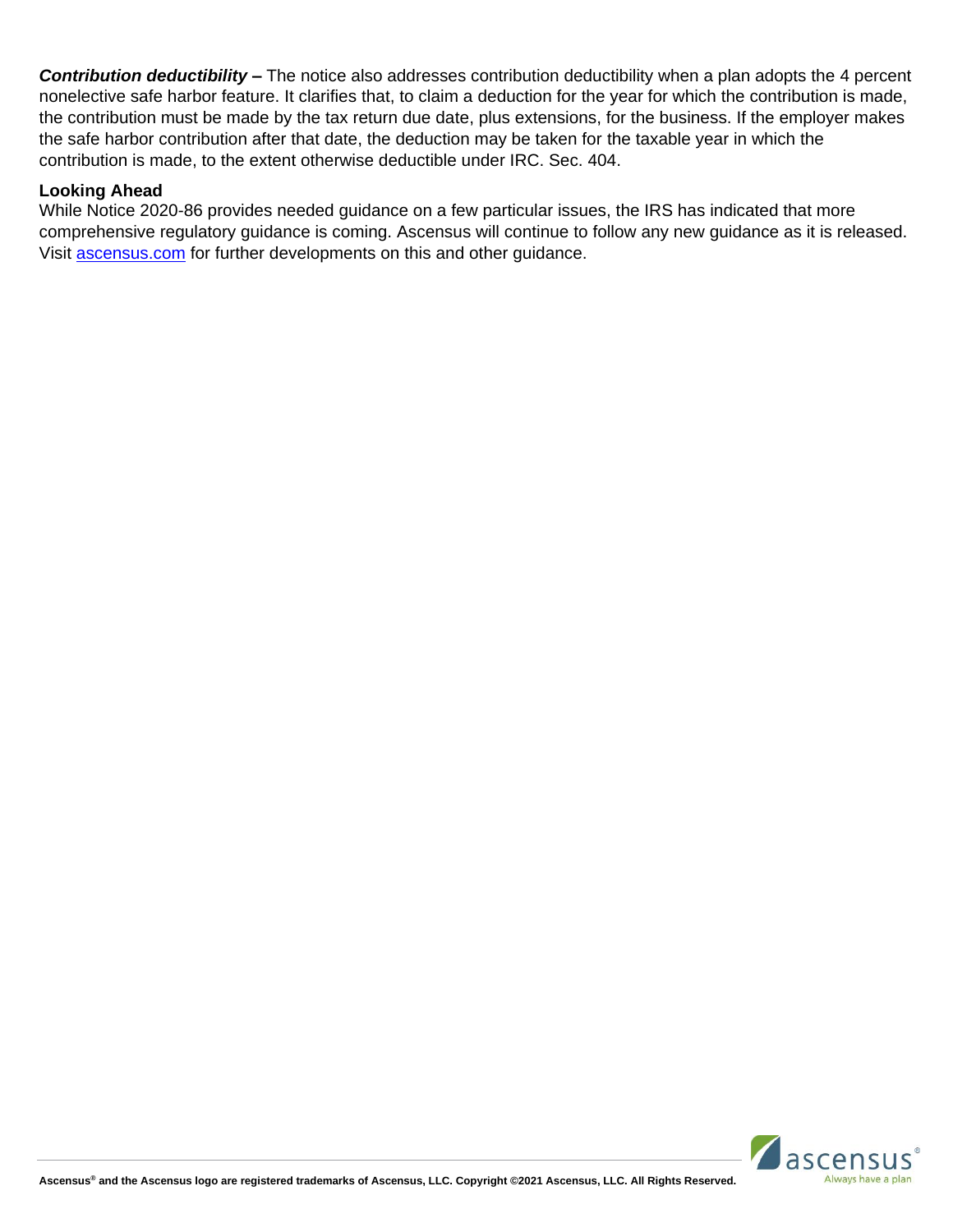***Contribution deductibility –*** The notice also addresses contribution deductibility when a plan adopts the 4 percent nonelective safe harbor feature. It clarifies that, to claim a deduction for the year for which the contribution is made, the contribution must be made by the tax return due date, plus extensions, for the business. If the employer makes the safe harbor contribution after that date, the deduction may be taken for the taxable year in which the contribution is made, to the extent otherwise deductible under IRC. Sec. 404.

**Looking Ahead**

While Notice 2020-86 provides needed guidance on a few particular issues, the IRS has indicated that more comprehensive regulatory guidance is coming. Ascensus will continue to follow any new guidance as it is released. Visit [ascensus.com](https://www.ascensus.com) for further developments on this and other guidance.

**Ascensus® and the Ascensus logo are registered trademarks of Ascensus, LLC. Copyright ©2021 Ascensus, LLC. All Rights Reserved.**